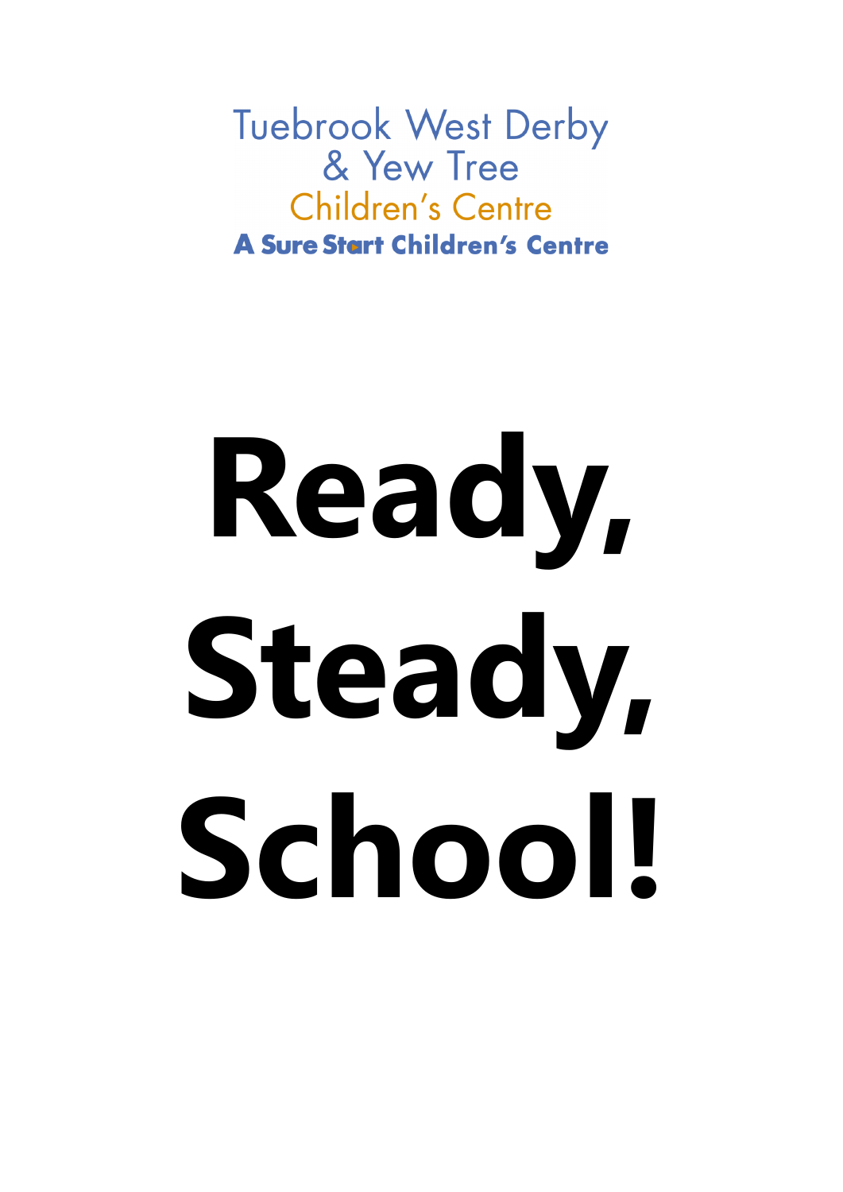Tuebrook West Derby
& Yew Tree
Children's Centre
**A Sure Start Children's Centre**

# Ready, Steady, School!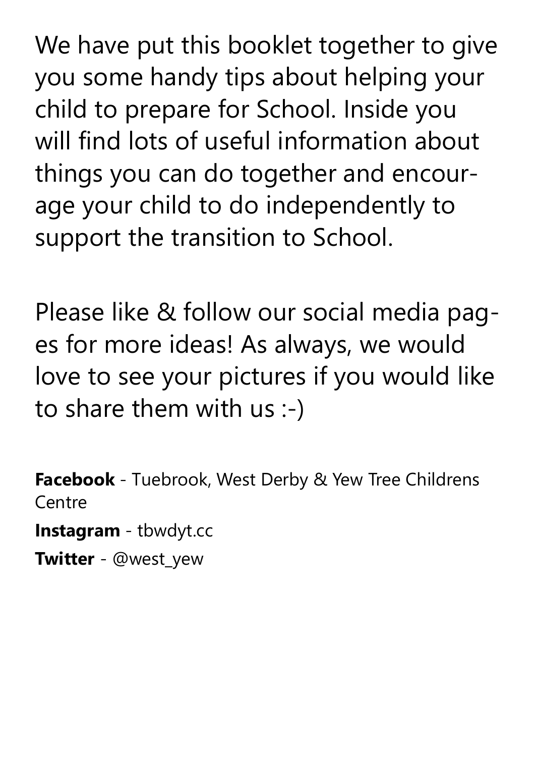We have put this booklet together to give you some handy tips about helping your child to prepare for School. Inside you will find lots of useful information about things you can do together and encourage your child to do independently to support the transition to School.

Please like & follow our social media pages for more ideas! As always, we would love to see your pictures if you would like to share them with us :-)

**Facebook** - Tuebrook, West Derby & Yew Tree Childrens Centre

**Instagram** - tbwdyt.cc

**Twitter** - @west_yew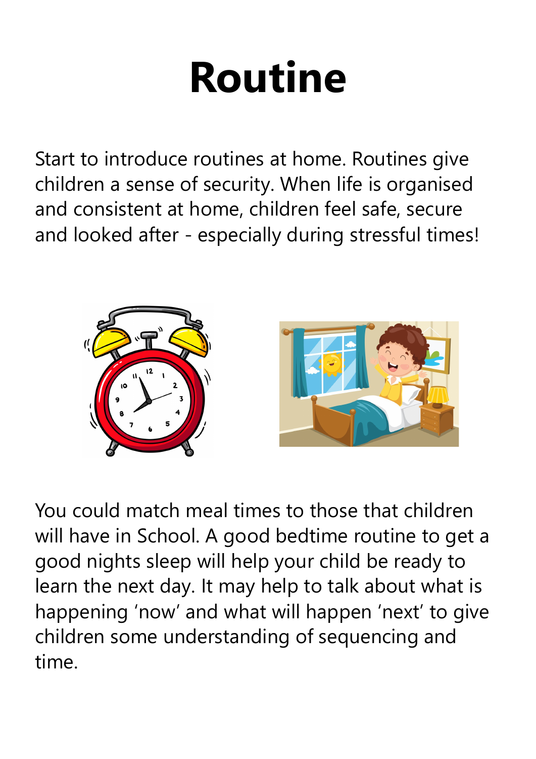# Routine

Start to introduce routines at home. Routines give children a sense of security. When life is organised and consistent at home, children feel safe, secure and looked after - especially during stressful times!

You could match meal times to those that children will have in School. A good bedtime routine to get a good nights sleep will help your child be ready to learn the next day. It may help to talk about what is happening 'now' and what will happen 'next' to give children some understanding of sequencing and time.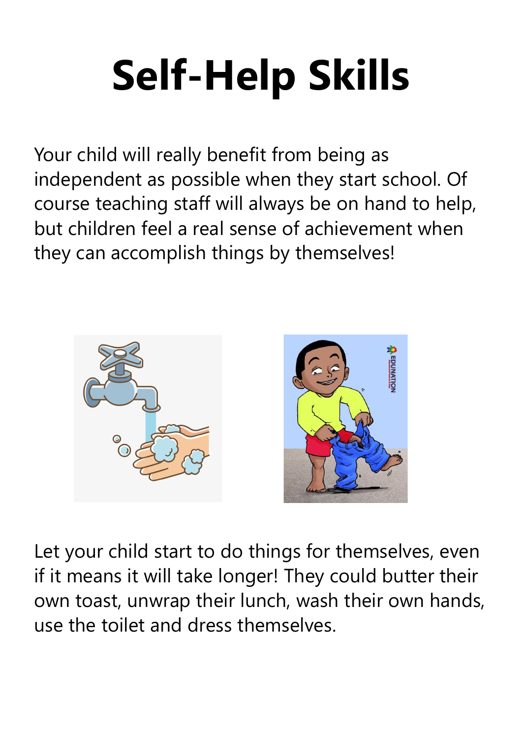# Self-Help Skills

Your child will really benefit from being as independent as possible when they start school. Of course teaching staff will always be on hand to help, but children feel a real sense of achievement when they can accomplish things by themselves!

Let your child start to do things for themselves, even if it means it will take longer! They could butter their own toast, unwrap their lunch, wash their own hands, use the toilet and dress themselves.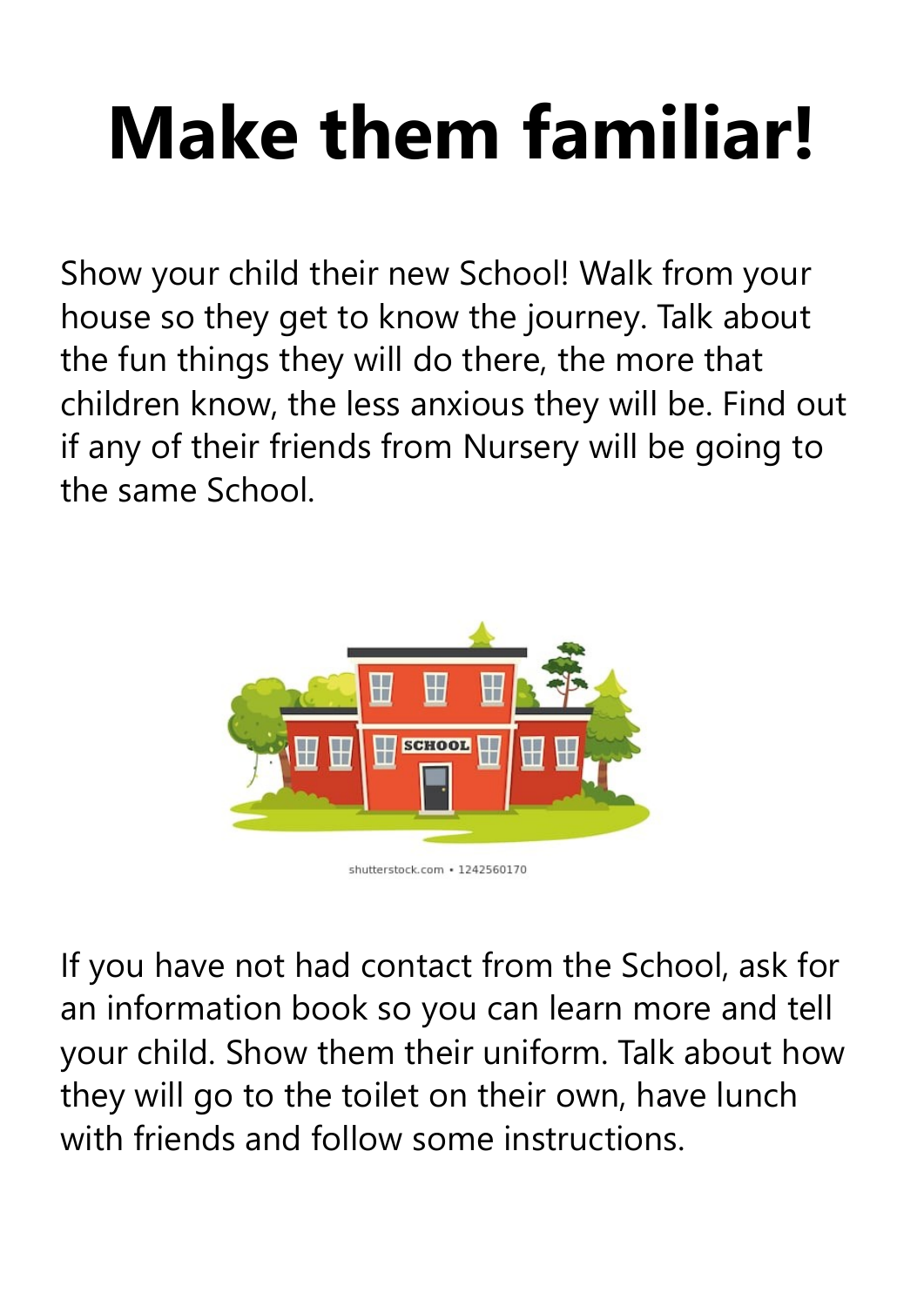# Make them familiar!

Show your child their new School! Walk from your house so they get to know the journey. Talk about the fun things they will do there, the more that children know, the less anxious they will be. Find out if any of their friends from Nursery will be going to the same School.

If you have not had contact from the School, ask for an information book so you can learn more and tell your child. Show them their uniform. Talk about how they will go to the toilet on their own, have lunch with friends and follow some instructions.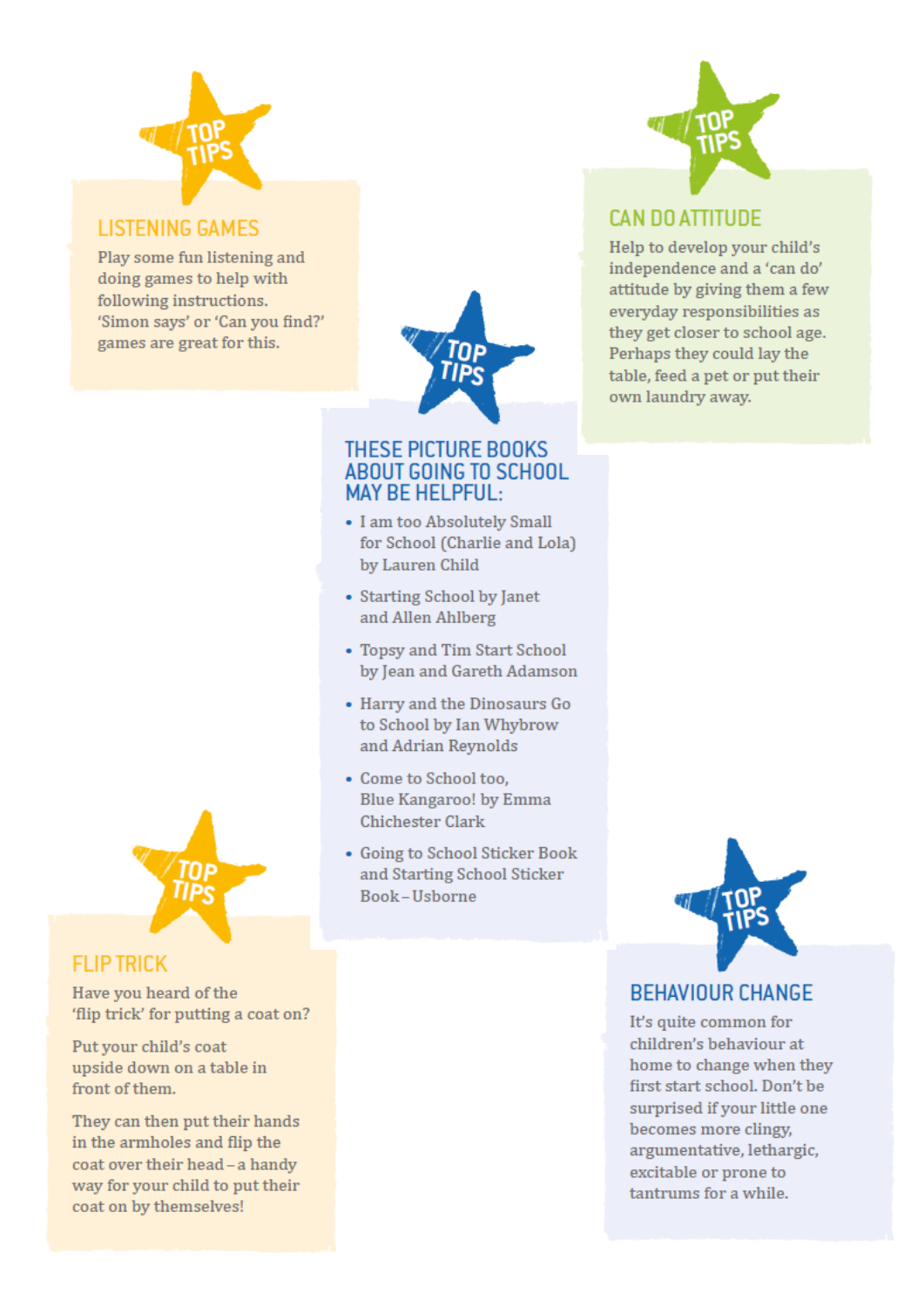## LISTENING GAMES

Play some fun listening and doing games to help with following instructions. 'Simon says' or 'Can you find?' games are great for this.

## CAN DO ATTITUDE

Help to develop your child's independence and a 'can do' attitude by giving them a few everyday responsibilities as they get closer to school age. Perhaps they could lay the table, feed a pet or put their own laundry away.

## THESE PICTURE BOOKS ABOUT GOING TO SCHOOL MAY BE HELPFUL:

- I am too Absolutely Small for School (Charlie and Lola) by Lauren Child
- Starting School by Janet and Allen Ahlberg
- Topsy and Tim Start School by Jean and Gareth Adamson
- Harry and the Dinosaurs Go to School by Ian Whybrow and Adrian Reynolds
- Come to School too, Blue Kangaroo! by Emma Chichester Clark
- Going to School Sticker Book and Starting School Sticker Book – Usborne

## FLIP TRICK

Have you heard of the 'flip trick' for putting a coat on?

Put your child's coat upside down on a table in front of them.

They can then put their hands in the armholes and flip the coat over their head – a handy way for your child to put their coat on by themselves!

## BEHAVIOUR CHANGE

It's quite common for children's behaviour at home to change when they first start school. Don't be surprised if your little one becomes more clingy, argumentative, lethargic, excitable or prone to tantrums for a while.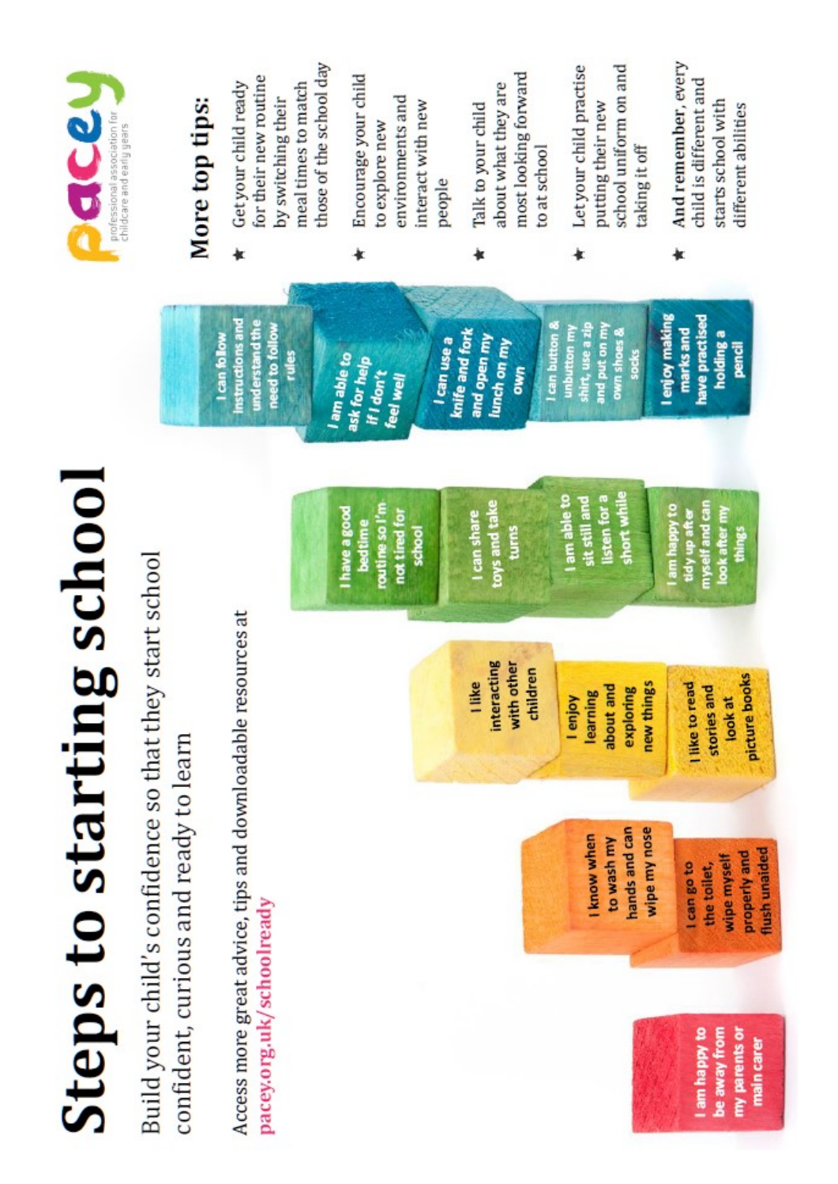# Steps to starting school

Build your child's confidence so that they start school confident, curious and ready to learn

Access more great advice, tips and downloadable resources at **pacey.org.uk/schoolready**

I am happy to be away from my parents or main carer

I know when to wash my hands and can wipe my nose

I can go to the toilet, wipe myself properly and flush unaided

I like interacting with other children

I enjoy learning about and exploring new things

I like to read stories and look at picture books

I have a good bedtime routine so I'm not tired for school

I can share toys and take turns

I am able to sit still and listen for a short while

I am happy to tidy up after myself and can look after my things

I can follow instructions and understand the need to follow rules

I am able to ask for help if I don't feel well

I can use a knife and fork and open my lunch on my own

I can button & unbutton my shirt, use a zip and put on my own shoes & socks

I enjoy making marks and have practised holding a pencil

pacey
professional association for childcare and early years

## More top tips:

- Get your child ready for their new routine by switching their meal times to match those of the school day
- Encourage your child to explore new environments and interact with new people
- Talk to your child about what they are most looking forward to at school
- Let your child practise putting their new school uniform on and taking it off
- **And remember**, every child is different and starts school with different abilities